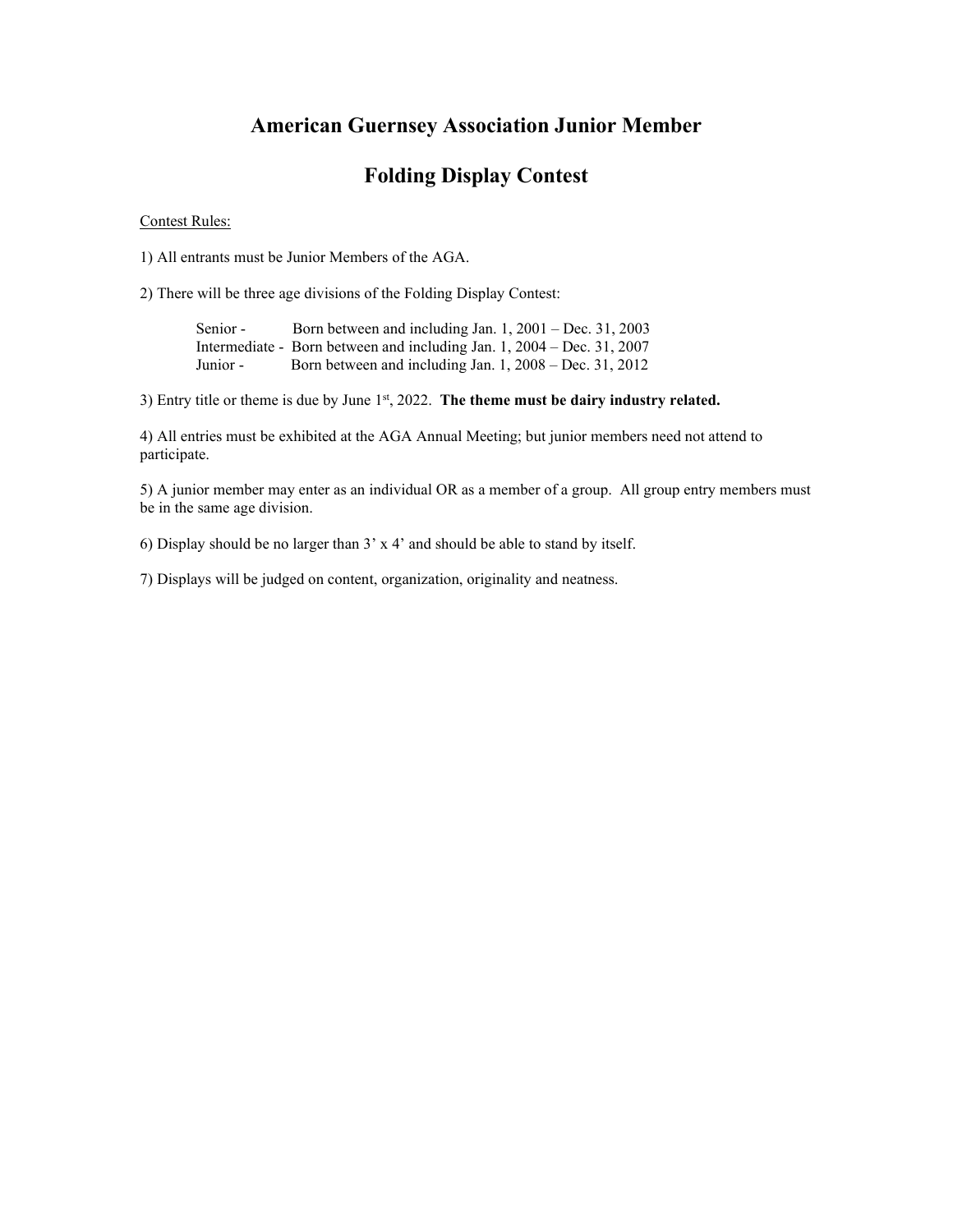# American Guernsey Association Junior Member

# Folding Display Contest

Contest Rules:

1) All entrants must be Junior Members of the AGA.

2) There will be three age divisions of the Folding Display Contest:

   Senior - Born between and including Jan. 1, 2001 – Dec. 31, 2003
   Intermediate - Born between and including Jan. 1, 2004 – Dec. 31, 2007
   Junior - Born between and including Jan. 1, 2008 – Dec. 31, 2012

3) Entry title or theme is due by June 1st, 2022. **The theme must be dairy industry related.**

4) All entries must be exhibited at the AGA Annual Meeting; but junior members need not attend to participate.

5) A junior member may enter as an individual OR as a member of a group. All group entry members must be in the same age division.

6) Display should be no larger than 3' x 4' and should be able to stand by itself.

7) Displays will be judged on content, organization, originality and neatness.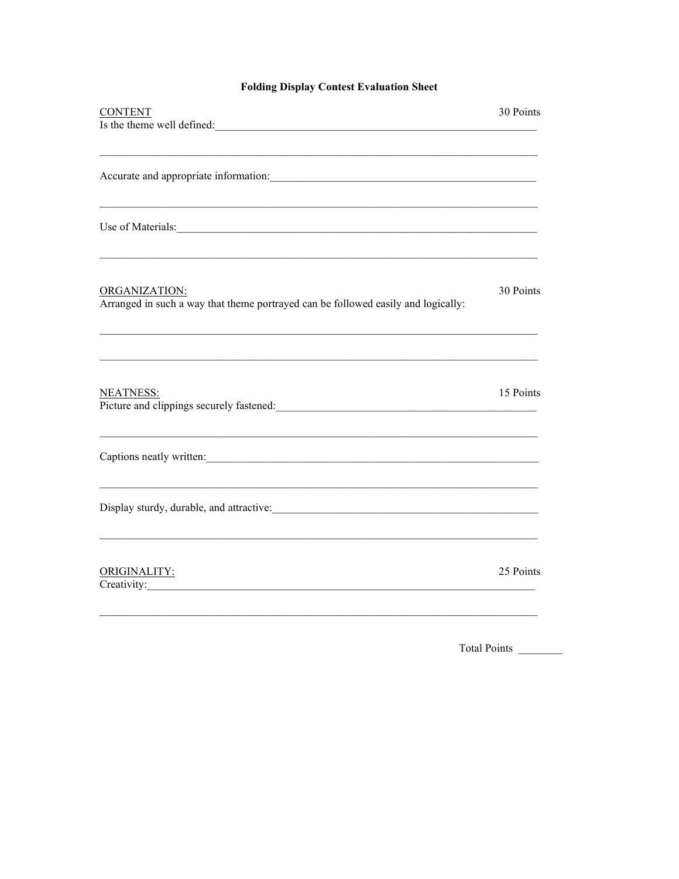# Folding Display Contest Evaluation Sheet

CONTENT — 30 Points

Is the theme well defined:______________________________________________________________

________________________________________________________________________________

Accurate and appropriate information:____________________________________________________

________________________________________________________________________________

Use of Materials:_________________________________________________________________

________________________________________________________________________________

ORGANIZATION: — 30 Points

Arranged in such a way that theme portrayed can be followed easily and logically:

________________________________________________________________________________

________________________________________________________________________________

NEATNESS: — 15 Points

Picture and clippings securely fastened:_________________________________________________

________________________________________________________________________________

Captions neatly written:_____________________________________________________________

________________________________________________________________________________

Display sturdy, durable, and attractive:__________________________________________________

________________________________________________________________________________

ORIGINALITY: — 25 Points

Creativity:______________________________________________________________________

________________________________________________________________________________

Total Points ________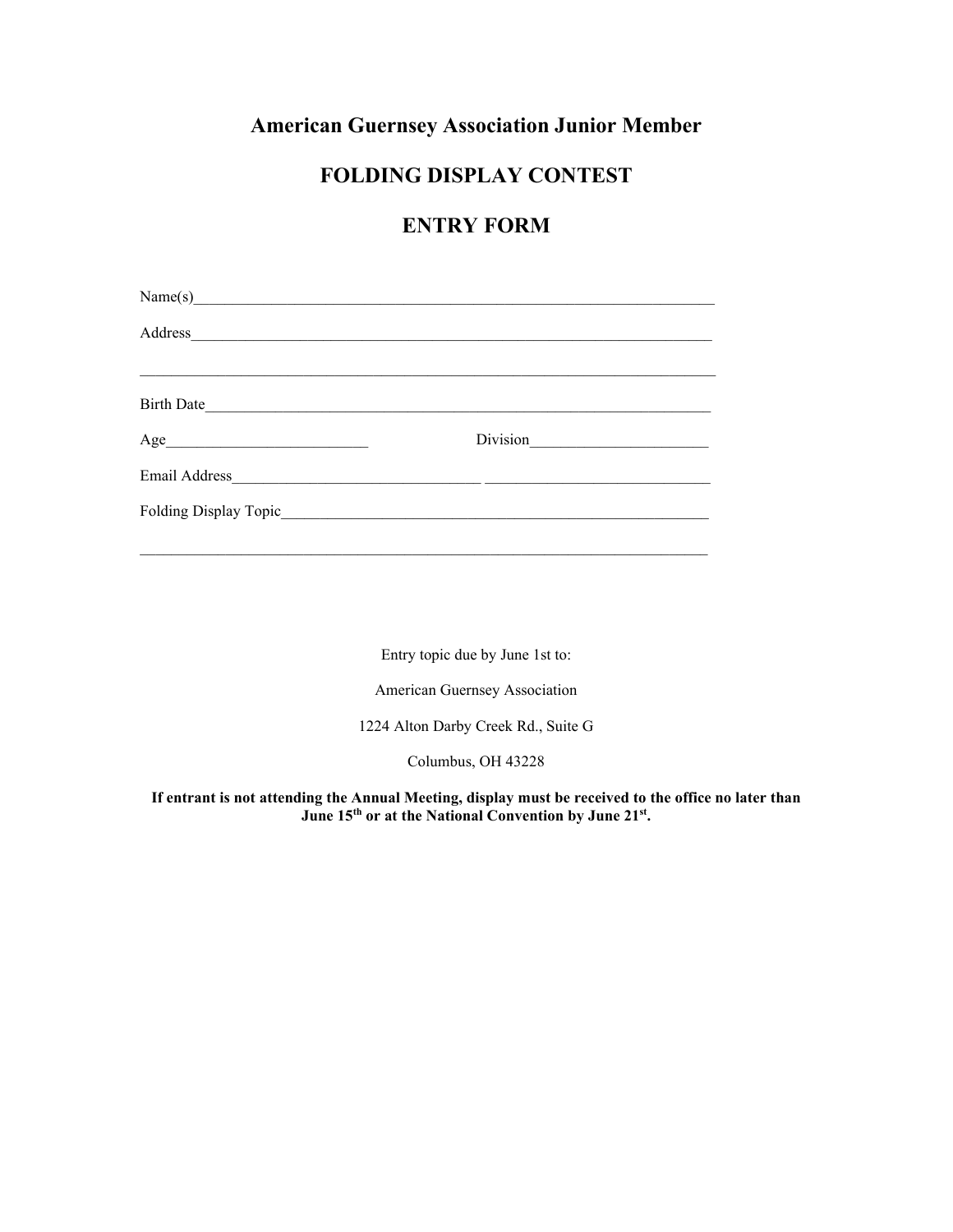# American Guernsey Association Junior Member

# FOLDING DISPLAY CONTEST

# ENTRY FORM

Name(s)_____________________________________________________________________

Address_____________________________________________________________________

____________________________________________________________________________

Birth Date__________________________________________________________________

Age__________________________ Division_______________________

Email Address________________________________ _____________________________

Folding Display Topic__________________________________________________________

____________________________________________________________________________

Entry topic due by June 1st to:

American Guernsey Association

1224 Alton Darby Creek Rd., Suite G

Columbus, OH 43228

**If entrant is not attending the Annual Meeting, display must be received to the office no later than June 15th or at the National Convention by June 21st.**